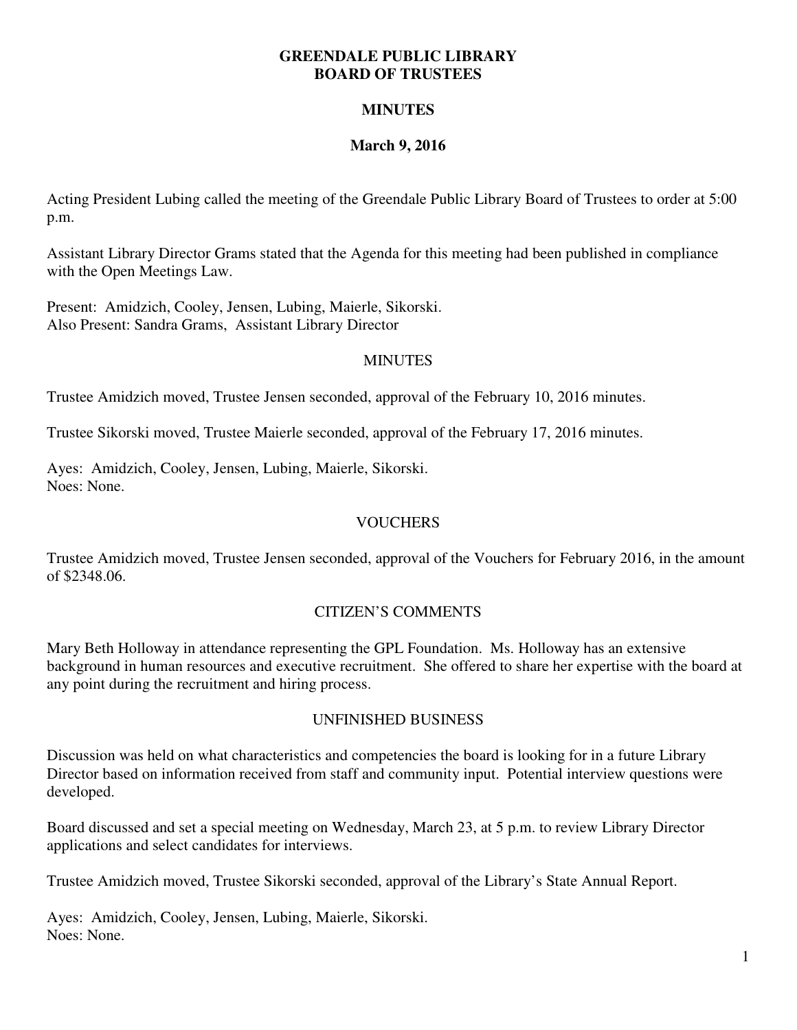# GREENDALE PUBLIC LIBRARY
# BOARD OF TRUSTEES

## MINUTES

## March 9, 2016

Acting President Lubing called the meeting of the Greendale Public Library Board of Trustees to order at 5:00 p.m.

Assistant Library Director Grams stated that the Agenda for this meeting had been published in compliance with the Open Meetings Law.

Present: Amidzich, Cooley, Jensen, Lubing, Maierle, Sikorski.
Also Present: Sandra Grams, Assistant Library Director

### MINUTES

Trustee Amidzich moved, Trustee Jensen seconded, approval of the February 10, 2016 minutes.

Trustee Sikorski moved, Trustee Maierle seconded, approval of the February 17, 2016 minutes.

Ayes: Amidzich, Cooley, Jensen, Lubing, Maierle, Sikorski.
Noes: None.

### VOUCHERS

Trustee Amidzich moved, Trustee Jensen seconded, approval of the Vouchers for February 2016, in the amount of $2348.06.

### CITIZEN'S COMMENTS

Mary Beth Holloway in attendance representing the GPL Foundation. Ms. Holloway has an extensive background in human resources and executive recruitment. She offered to share her expertise with the board at any point during the recruitment and hiring process.

### UNFINISHED BUSINESS

Discussion was held on what characteristics and competencies the board is looking for in a future Library Director based on information received from staff and community input. Potential interview questions were developed.

Board discussed and set a special meeting on Wednesday, March 23, at 5 p.m. to review Library Director applications and select candidates for interviews.

Trustee Amidzich moved, Trustee Sikorski seconded, approval of the Library's State Annual Report.

Ayes: Amidzich, Cooley, Jensen, Lubing, Maierle, Sikorski.
Noes: None.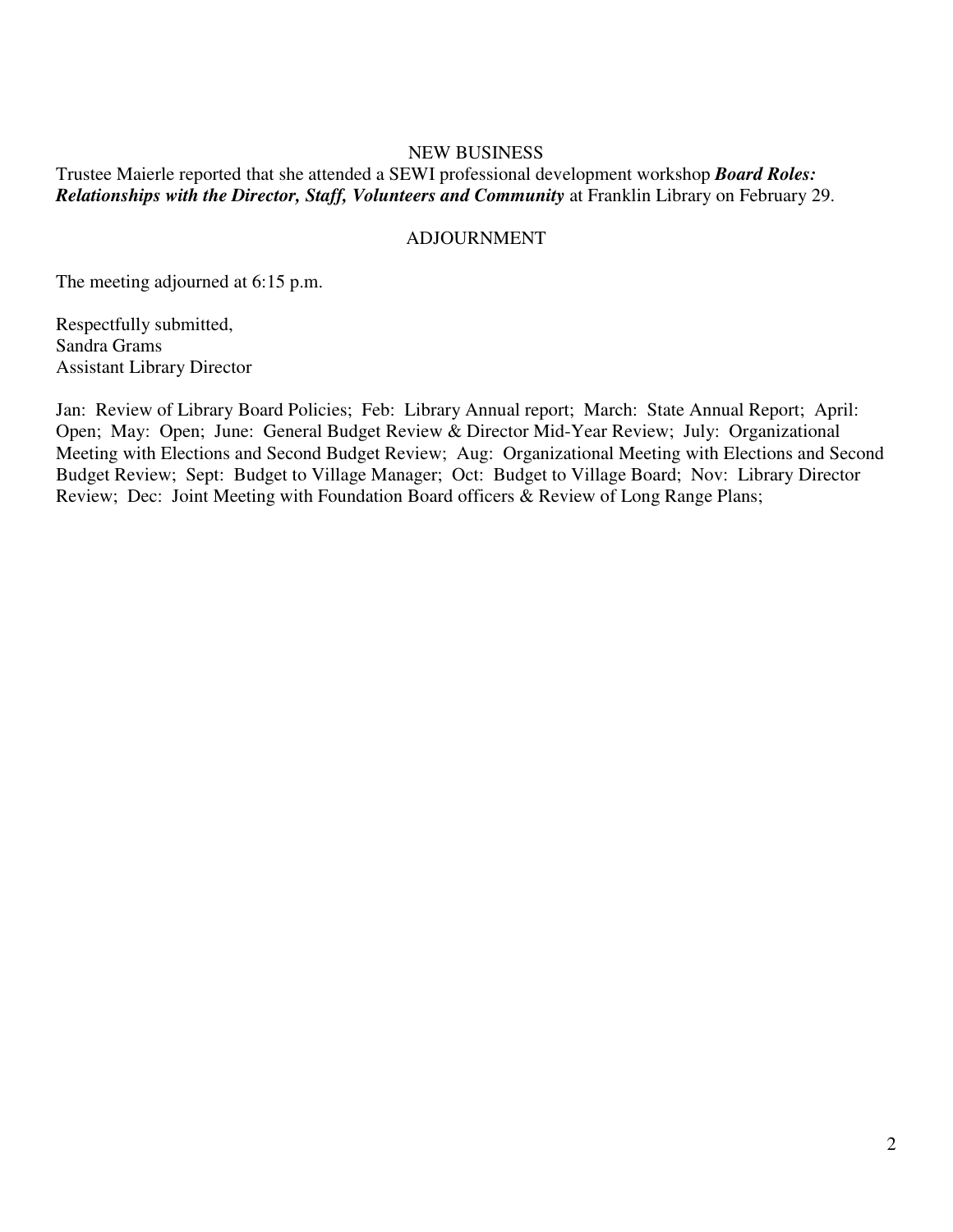## NEW BUSINESS

Trustee Maierle reported that she attended a SEWI professional development workshop ***Board Roles: Relationships with the Director, Staff, Volunteers and Community*** at Franklin Library on February 29.

## ADJOURNMENT

The meeting adjourned at 6:15 p.m.

Respectfully submitted,
Sandra Grams
Assistant Library Director

Jan: Review of Library Board Policies; Feb: Library Annual report; March: State Annual Report; April: Open; May: Open; June: General Budget Review & Director Mid-Year Review; July: Organizational Meeting with Elections and Second Budget Review; Aug: Organizational Meeting with Elections and Second Budget Review; Sept: Budget to Village Manager; Oct: Budget to Village Board; Nov: Library Director Review; Dec: Joint Meeting with Foundation Board officers & Review of Long Range Plans;